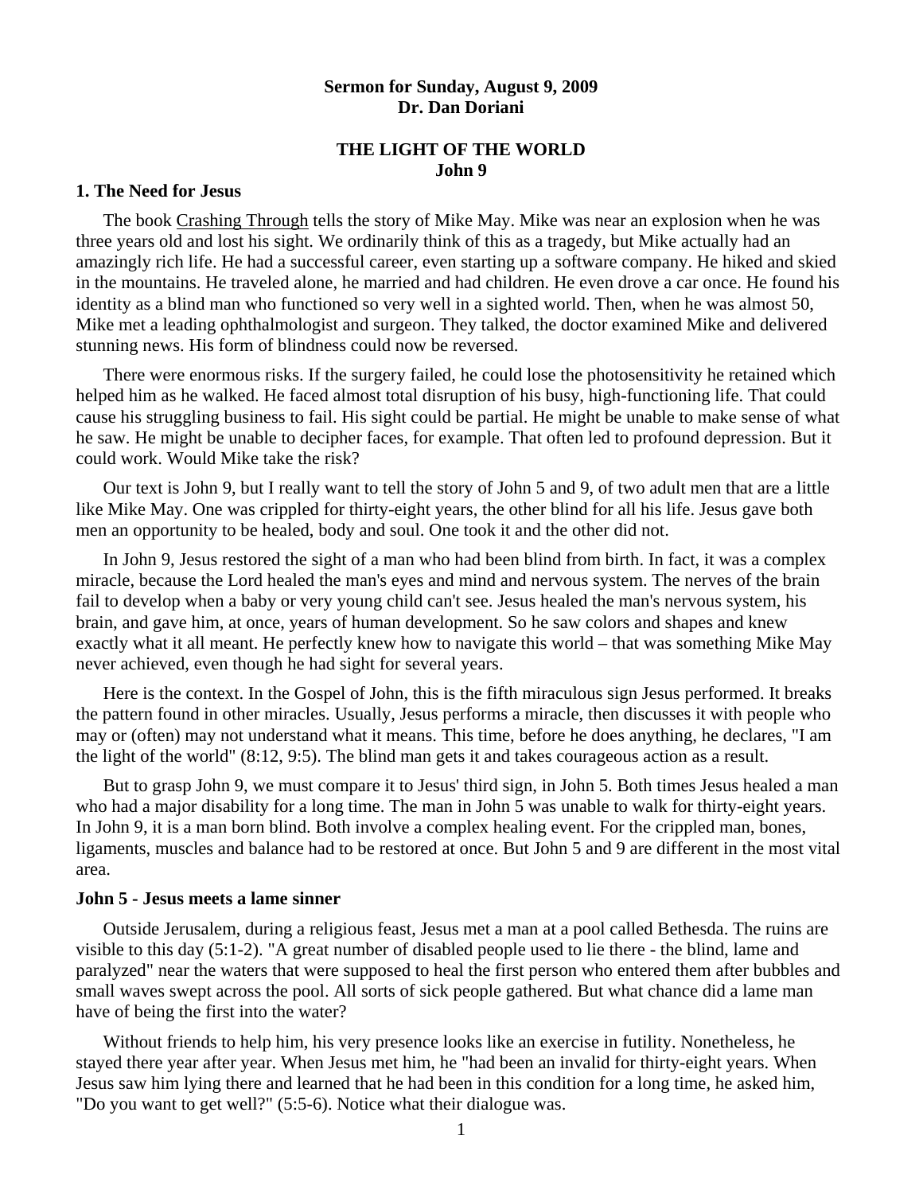**Sermon for Sunday, August 9, 2009**
**Dr. Dan Doriani**

# THE LIGHT OF THE WORLD
## John 9

### 1. The Need for Jesus

The book Crashing Through tells the story of Mike May. Mike was near an explosion when he was three years old and lost his sight. We ordinarily think of this as a tragedy, but Mike actually had an amazingly rich life. He had a successful career, even starting up a software company. He hiked and skied in the mountains. He traveled alone, he married and had children. He even drove a car once. He found his identity as a blind man who functioned so very well in a sighted world. Then, when he was almost 50, Mike met a leading ophthalmologist and surgeon. They talked, the doctor examined Mike and delivered stunning news. His form of blindness could now be reversed.

There were enormous risks. If the surgery failed, he could lose the photosensitivity he retained which helped him as he walked. He faced almost total disruption of his busy, high-functioning life. That could cause his struggling business to fail. His sight could be partial. He might be unable to make sense of what he saw. He might be unable to decipher faces, for example. That often led to profound depression. But it could work. Would Mike take the risk?

Our text is John 9, but I really want to tell the story of John 5 and 9, of two adult men that are a little like Mike May. One was crippled for thirty-eight years, the other blind for all his life. Jesus gave both men an opportunity to be healed, body and soul. One took it and the other did not.

In John 9, Jesus restored the sight of a man who had been blind from birth. In fact, it was a complex miracle, because the Lord healed the man's eyes and mind and nervous system. The nerves of the brain fail to develop when a baby or very young child can't see. Jesus healed the man's nervous system, his brain, and gave him, at once, years of human development. So he saw colors and shapes and knew exactly what it all meant. He perfectly knew how to navigate this world – that was something Mike May never achieved, even though he had sight for several years.

Here is the context. In the Gospel of John, this is the fifth miraculous sign Jesus performed. It breaks the pattern found in other miracles. Usually, Jesus performs a miracle, then discusses it with people who may or (often) may not understand what it means. This time, before he does anything, he declares, "I am the light of the world" (8:12, 9:5). The blind man gets it and takes courageous action as a result.

But to grasp John 9, we must compare it to Jesus' third sign, in John 5. Both times Jesus healed a man who had a major disability for a long time. The man in John 5 was unable to walk for thirty-eight years. In John 9, it is a man born blind. Both involve a complex healing event. For the crippled man, bones, ligaments, muscles and balance had to be restored at once. But John 5 and 9 are different in the most vital area.

### John 5 - Jesus meets a lame sinner

Outside Jerusalem, during a religious feast, Jesus met a man at a pool called Bethesda. The ruins are visible to this day (5:1-2). "A great number of disabled people used to lie there - the blind, lame and paralyzed" near the waters that were supposed to heal the first person who entered them after bubbles and small waves swept across the pool. All sorts of sick people gathered. But what chance did a lame man have of being the first into the water?

Without friends to help him, his very presence looks like an exercise in futility. Nonetheless, he stayed there year after year. When Jesus met him, he "had been an invalid for thirty-eight years. When Jesus saw him lying there and learned that he had been in this condition for a long time, he asked him, "Do you want to get well?" (5:5-6). Notice what their dialogue was.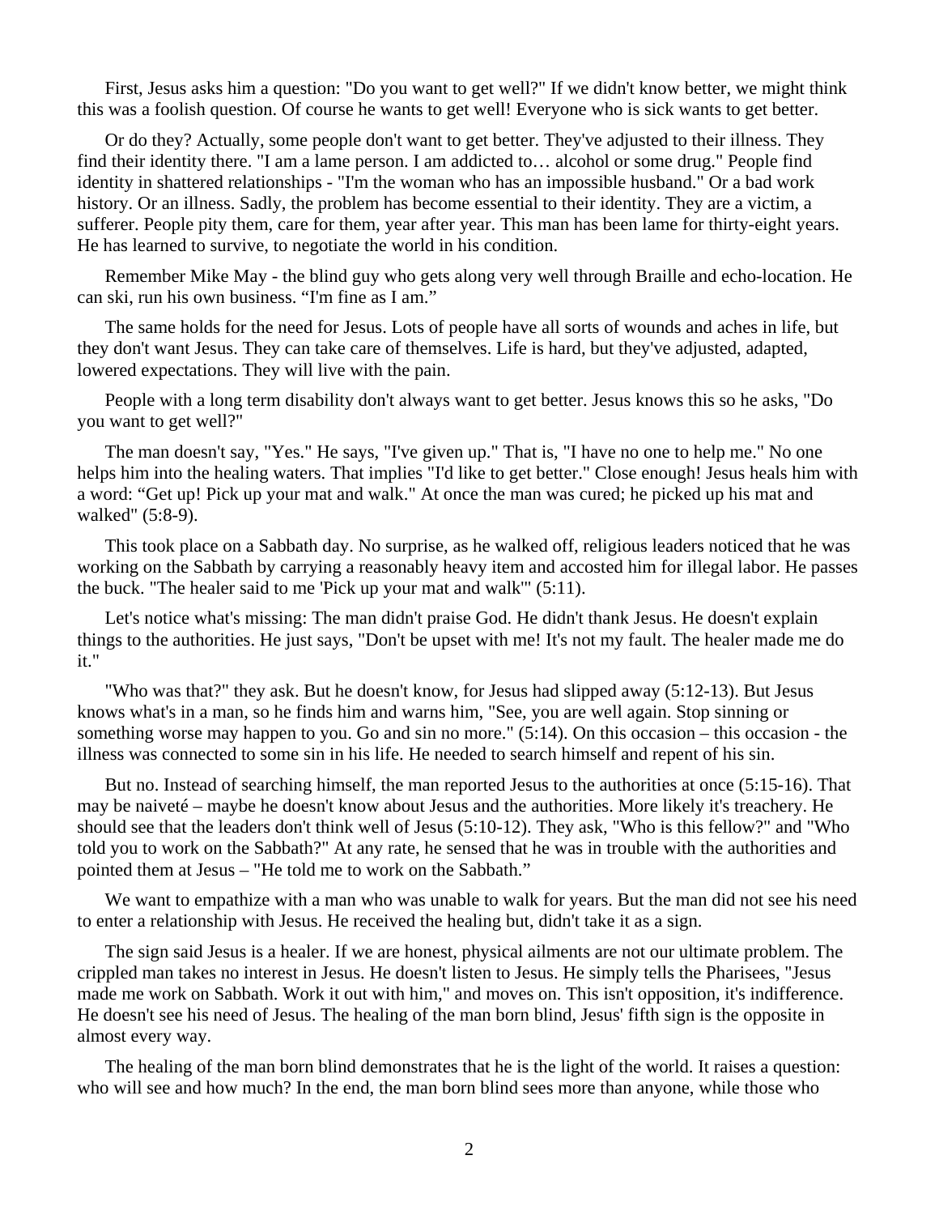First, Jesus asks him a question: "Do you want to get well?" If we didn't know better, we might think this was a foolish question. Of course he wants to get well! Everyone who is sick wants to get better.

Or do they? Actually, some people don't want to get better. They've adjusted to their illness. They find their identity there. "I am a lame person. I am addicted to… alcohol or some drug." People find identity in shattered relationships - "I'm the woman who has an impossible husband." Or a bad work history. Or an illness. Sadly, the problem has become essential to their identity. They are a victim, a sufferer. People pity them, care for them, year after year. This man has been lame for thirty-eight years. He has learned to survive, to negotiate the world in his condition.

Remember Mike May - the blind guy who gets along very well through Braille and echo-location. He can ski, run his own business. "I'm fine as I am."

The same holds for the need for Jesus. Lots of people have all sorts of wounds and aches in life, but they don't want Jesus. They can take care of themselves. Life is hard, but they've adjusted, adapted, lowered expectations. They will live with the pain.

People with a long term disability don't always want to get better. Jesus knows this so he asks, "Do you want to get well?"

The man doesn't say, "Yes." He says, "I've given up." That is, "I have no one to help me." No one helps him into the healing waters. That implies "I'd like to get better." Close enough! Jesus heals him with a word: "Get up! Pick up your mat and walk." At once the man was cured; he picked up his mat and walked" (5:8-9).

This took place on a Sabbath day. No surprise, as he walked off, religious leaders noticed that he was working on the Sabbath by carrying a reasonably heavy item and accosted him for illegal labor. He passes the buck. "The healer said to me 'Pick up your mat and walk'" (5:11).

Let's notice what's missing: The man didn't praise God. He didn't thank Jesus. He doesn't explain things to the authorities. He just says, "Don't be upset with me! It's not my fault. The healer made me do it."

"Who was that?" they ask. But he doesn't know, for Jesus had slipped away (5:12-13). But Jesus knows what's in a man, so he finds him and warns him, "See, you are well again. Stop sinning or something worse may happen to you. Go and sin no more." (5:14). On this occasion – this occasion - the illness was connected to some sin in his life. He needed to search himself and repent of his sin.

But no. Instead of searching himself, the man reported Jesus to the authorities at once (5:15-16). That may be naiveté – maybe he doesn't know about Jesus and the authorities. More likely it's treachery. He should see that the leaders don't think well of Jesus (5:10-12). They ask, "Who is this fellow?" and "Who told you to work on the Sabbath?" At any rate, he sensed that he was in trouble with the authorities and pointed them at Jesus – "He told me to work on the Sabbath."

We want to empathize with a man who was unable to walk for years. But the man did not see his need to enter a relationship with Jesus. He received the healing but, didn't take it as a sign.

The sign said Jesus is a healer. If we are honest, physical ailments are not our ultimate problem. The crippled man takes no interest in Jesus. He doesn't listen to Jesus. He simply tells the Pharisees, "Jesus made me work on Sabbath. Work it out with him," and moves on. This isn't opposition, it's indifference. He doesn't see his need of Jesus. The healing of the man born blind, Jesus' fifth sign is the opposite in almost every way.

The healing of the man born blind demonstrates that he is the light of the world. It raises a question: who will see and how much? In the end, the man born blind sees more than anyone, while those who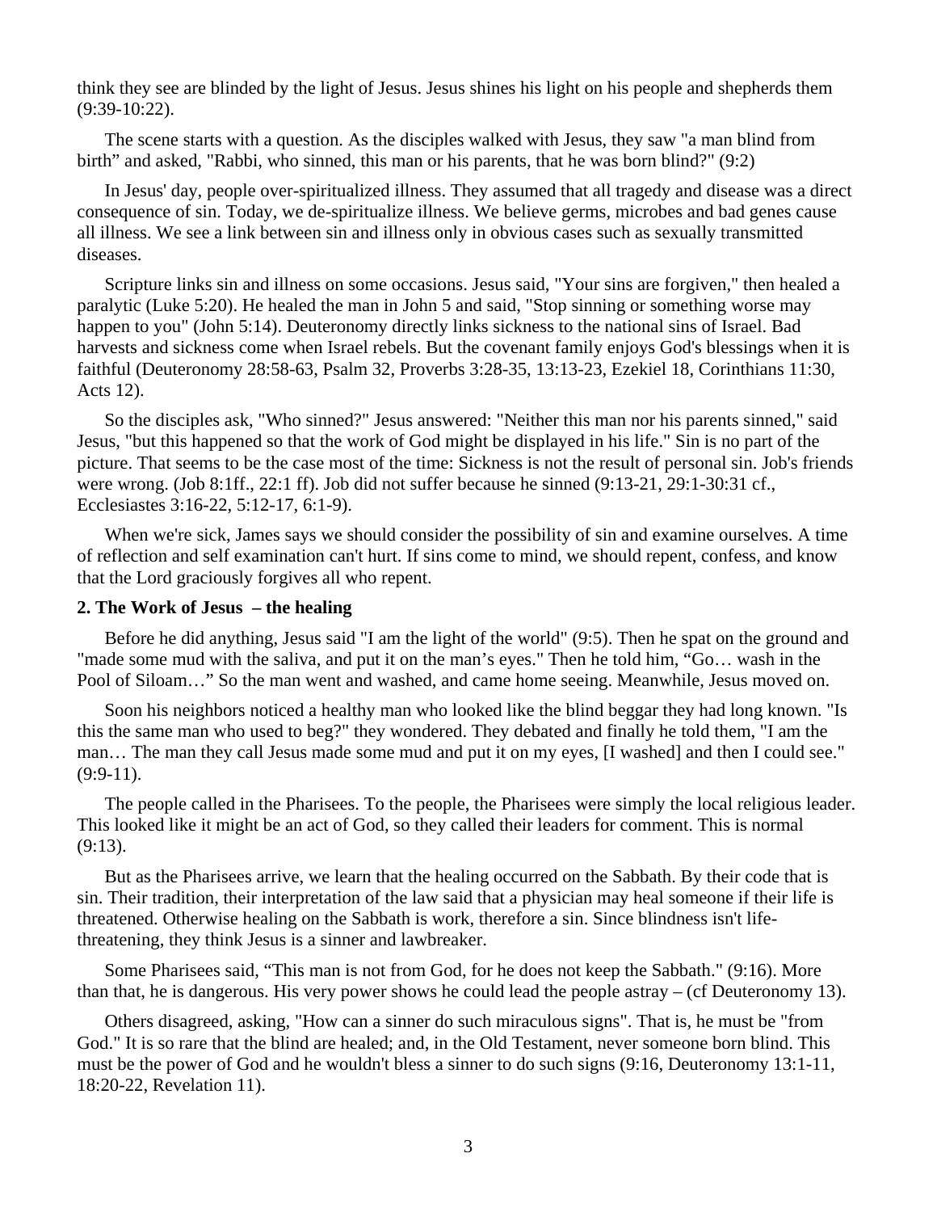think they see are blinded by the light of Jesus. Jesus shines his light on his people and shepherds them (9:39-10:22).

The scene starts with a question. As the disciples walked with Jesus, they saw "a man blind from birth" and asked, "Rabbi, who sinned, this man or his parents, that he was born blind?" (9:2)

In Jesus' day, people over-spiritualized illness. They assumed that all tragedy and disease was a direct consequence of sin. Today, we de-spiritualize illness. We believe germs, microbes and bad genes cause all illness. We see a link between sin and illness only in obvious cases such as sexually transmitted diseases.

Scripture links sin and illness on some occasions. Jesus said, "Your sins are forgiven," then healed a paralytic (Luke 5:20). He healed the man in John 5 and said, "Stop sinning or something worse may happen to you" (John 5:14). Deuteronomy directly links sickness to the national sins of Israel. Bad harvests and sickness come when Israel rebels. But the covenant family enjoys God's blessings when it is faithful (Deuteronomy 28:58-63, Psalm 32, Proverbs 3:28-35, 13:13-23, Ezekiel 18, Corinthians 11:30, Acts 12).

So the disciples ask, "Who sinned?" Jesus answered: "Neither this man nor his parents sinned," said Jesus, "but this happened so that the work of God might be displayed in his life." Sin is no part of the picture. That seems to be the case most of the time: Sickness is not the result of personal sin. Job's friends were wrong. (Job 8:1ff., 22:1 ff). Job did not suffer because he sinned (9:13-21, 29:1-30:31 cf., Ecclesiastes 3:16-22, 5:12-17, 6:1-9).

When we're sick, James says we should consider the possibility of sin and examine ourselves. A time of reflection and self examination can't hurt. If sins come to mind, we should repent, confess, and know that the Lord graciously forgives all who repent.

**2. The Work of Jesus – the healing**

Before he did anything, Jesus said "I am the light of the world" (9:5). Then he spat on the ground and "made some mud with the saliva, and put it on the man's eyes." Then he told him, "Go… wash in the Pool of Siloam…" So the man went and washed, and came home seeing. Meanwhile, Jesus moved on.

Soon his neighbors noticed a healthy man who looked like the blind beggar they had long known. "Is this the same man who used to beg?" they wondered. They debated and finally he told them, "I am the man… The man they call Jesus made some mud and put it on my eyes, [I washed] and then I could see." (9:9-11).

The people called in the Pharisees. To the people, the Pharisees were simply the local religious leader. This looked like it might be an act of God, so they called their leaders for comment. This is normal (9:13).

But as the Pharisees arrive, we learn that the healing occurred on the Sabbath. By their code that is sin. Their tradition, their interpretation of the law said that a physician may heal someone if their life is threatened. Otherwise healing on the Sabbath is work, therefore a sin. Since blindness isn't life-threatening, they think Jesus is a sinner and lawbreaker.

Some Pharisees said, "This man is not from God, for he does not keep the Sabbath." (9:16). More than that, he is dangerous. His very power shows he could lead the people astray – (cf Deuteronomy 13).

Others disagreed, asking, "How can a sinner do such miraculous signs". That is, he must be "from God." It is so rare that the blind are healed; and, in the Old Testament, never someone born blind. This must be the power of God and he wouldn't bless a sinner to do such signs (9:16, Deuteronomy 13:1-11, 18:20-22, Revelation 11).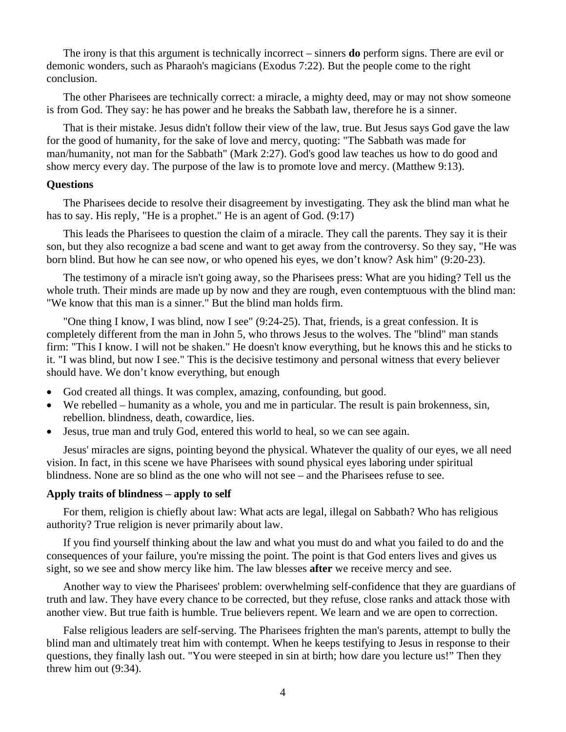The irony is that this argument is technically incorrect – sinners **do** perform signs. There are evil or demonic wonders, such as Pharaoh's magicians (Exodus 7:22). But the people come to the right conclusion.

The other Pharisees are technically correct: a miracle, a mighty deed, may or may not show someone is from God. They say: he has power and he breaks the Sabbath law, therefore he is a sinner.

That is their mistake. Jesus didn't follow their view of the law, true. But Jesus says God gave the law for the good of humanity, for the sake of love and mercy, quoting: "The Sabbath was made for man/humanity, not man for the Sabbath" (Mark 2:27). God's good law teaches us how to do good and show mercy every day. The purpose of the law is to promote love and mercy. (Matthew 9:13).

**Questions**

The Pharisees decide to resolve their disagreement by investigating. They ask the blind man what he has to say. His reply, "He is a prophet." He is an agent of God. (9:17)

This leads the Pharisees to question the claim of a miracle. They call the parents. They say it is their son, but they also recognize a bad scene and want to get away from the controversy. So they say, "He was born blind. But how he can see now, or who opened his eyes, we don't know? Ask him" (9:20-23).

The testimony of a miracle isn't going away, so the Pharisees press: What are you hiding? Tell us the whole truth. Their minds are made up by now and they are rough, even contemptuous with the blind man: "We know that this man is a sinner." But the blind man holds firm.

"One thing I know, I was blind, now I see" (9:24-25). That, friends, is a great confession. It is completely different from the man in John 5, who throws Jesus to the wolves. The "blind" man stands firm: "This I know. I will not be shaken." He doesn't know everything, but he knows this and he sticks to it. "I was blind, but now I see." This is the decisive testimony and personal witness that every believer should have. We don't know everything, but enough

- God created all things. It was complex, amazing, confounding, but good.
- We rebelled – humanity as a whole, you and me in particular. The result is pain brokenness, sin, rebellion. blindness, death, cowardice, lies.
- Jesus, true man and truly God, entered this world to heal, so we can see again.

Jesus' miracles are signs, pointing beyond the physical. Whatever the quality of our eyes, we all need vision. In fact, in this scene we have Pharisees with sound physical eyes laboring under spiritual blindness. None are so blind as the one who will not see – and the Pharisees refuse to see.

**Apply traits of blindness – apply to self**

For them, religion is chiefly about law: What acts are legal, illegal on Sabbath? Who has religious authority? True religion is never primarily about law.

If you find yourself thinking about the law and what you must do and what you failed to do and the consequences of your failure, you're missing the point. The point is that God enters lives and gives us sight, so we see and show mercy like him. The law blesses **after** we receive mercy and see.

Another way to view the Pharisees' problem: overwhelming self-confidence that they are guardians of truth and law. They have every chance to be corrected, but they refuse, close ranks and attack those with another view. But true faith is humble. True believers repent. We learn and we are open to correction.

False religious leaders are self-serving. The Pharisees frighten the man's parents, attempt to bully the blind man and ultimately treat him with contempt. When he keeps testifying to Jesus in response to their questions, they finally lash out. "You were steeped in sin at birth; how dare you lecture us!" Then they threw him out (9:34).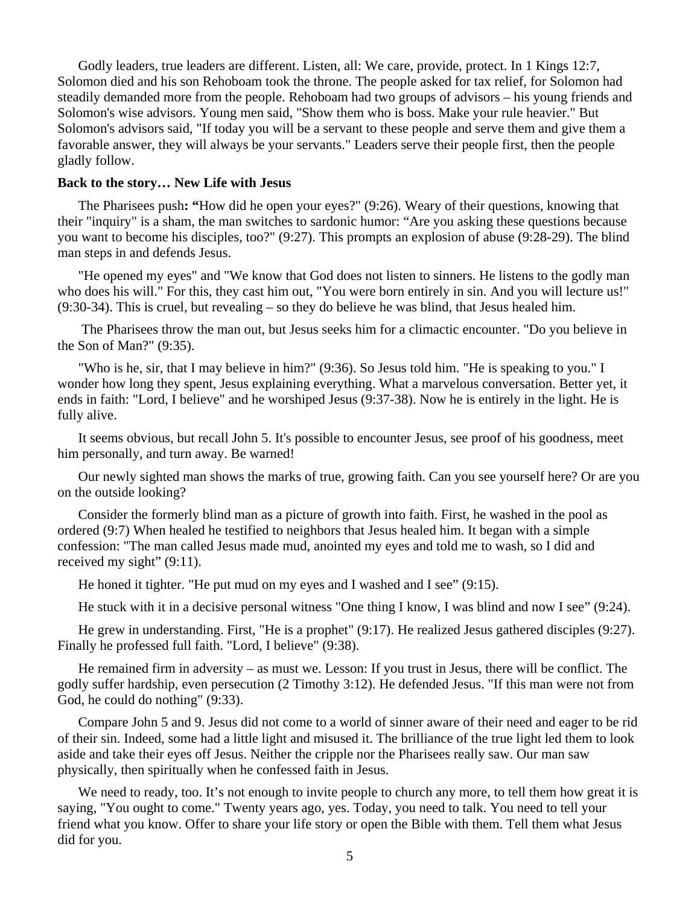Godly leaders, true leaders are different. Listen, all: We care, provide, protect. In 1 Kings 12:7, Solomon died and his son Rehoboam took the throne. The people asked for tax relief, for Solomon had steadily demanded more from the people. Rehoboam had two groups of advisors – his young friends and Solomon's wise advisors. Young men said, "Show them who is boss. Make your rule heavier." But Solomon's advisors said, "If today you will be a servant to these people and serve them and give them a favorable answer, they will always be your servants." Leaders serve their people first, then the people gladly follow.

**Back to the story… New Life with Jesus**

The Pharisees push**: "**How did he open your eyes?" (9:26). Weary of their questions, knowing that their "inquiry" is a sham, the man switches to sardonic humor: "Are you asking these questions because you want to become his disciples, too?" (9:27). This prompts an explosion of abuse (9:28-29). The blind man steps in and defends Jesus.

"He opened my eyes" and "We know that God does not listen to sinners. He listens to the godly man who does his will." For this, they cast him out, "You were born entirely in sin. And you will lecture us!" (9:30-34). This is cruel, but revealing – so they do believe he was blind, that Jesus healed him.

The Pharisees throw the man out, but Jesus seeks him for a climactic encounter. "Do you believe in the Son of Man?" (9:35).

"Who is he, sir, that I may believe in him?" (9:36). So Jesus told him. "He is speaking to you." I wonder how long they spent, Jesus explaining everything. What a marvelous conversation. Better yet, it ends in faith: "Lord, I believe" and he worshiped Jesus (9:37-38). Now he is entirely in the light. He is fully alive.

It seems obvious, but recall John 5. It's possible to encounter Jesus, see proof of his goodness, meet him personally, and turn away. Be warned!

Our newly sighted man shows the marks of true, growing faith. Can you see yourself here? Or are you on the outside looking?

Consider the formerly blind man as a picture of growth into faith. First, he washed in the pool as ordered (9:7) When healed he testified to neighbors that Jesus healed him. It began with a simple confession: "The man called Jesus made mud, anointed my eyes and told me to wash, so I did and received my sight" (9:11).

He honed it tighter. "He put mud on my eyes and I washed and I see" (9:15).

He stuck with it in a decisive personal witness "One thing I know, I was blind and now I see" (9:24).

He grew in understanding. First, "He is a prophet" (9:17). He realized Jesus gathered disciples (9:27). Finally he professed full faith. "Lord, I believe" (9:38).

He remained firm in adversity – as must we. Lesson: If you trust in Jesus, there will be conflict. The godly suffer hardship, even persecution (2 Timothy 3:12). He defended Jesus. "If this man were not from God, he could do nothing" (9:33).

Compare John 5 and 9. Jesus did not come to a world of sinner aware of their need and eager to be rid of their sin. Indeed, some had a little light and misused it. The brilliance of the true light led them to look aside and take their eyes off Jesus. Neither the cripple nor the Pharisees really saw. Our man saw physically, then spiritually when he confessed faith in Jesus.

We need to ready, too. It's not enough to invite people to church any more, to tell them how great it is saying, "You ought to come." Twenty years ago, yes. Today, you need to talk. You need to tell your friend what you know. Offer to share your life story or open the Bible with them. Tell them what Jesus did for you.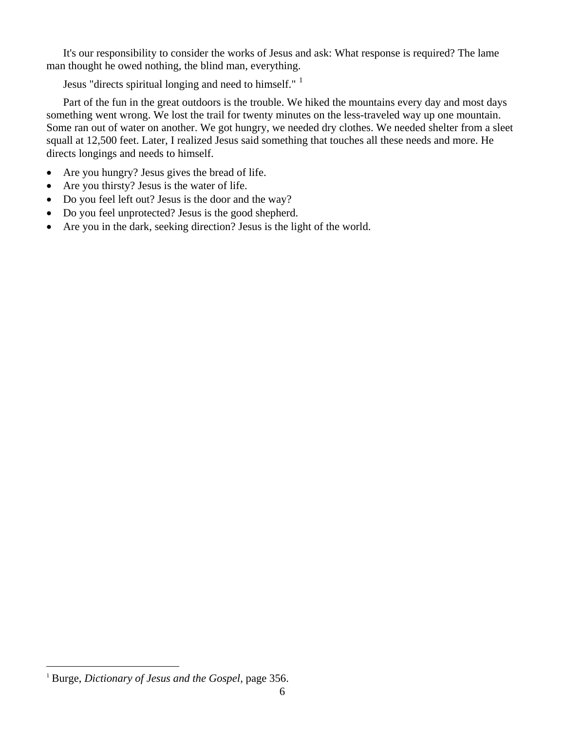It's our responsibility to consider the works of Jesus and ask: What response is required? The lame man thought he owed nothing, the blind man, everything.

Jesus "directs spiritual longing and need to himself." [1]

Part of the fun in the great outdoors is the trouble. We hiked the mountains every day and most days something went wrong. We lost the trail for twenty minutes on the less-traveled way up one mountain. Some ran out of water on another. We got hungry, we needed dry clothes. We needed shelter from a sleet squall at 12,500 feet. Later, I realized Jesus said something that touches all these needs and more. He directs longings and needs to himself.

- Are you hungry? Jesus gives the bread of life.
- Are you thirsty? Jesus is the water of life.
- Do you feel left out? Jesus is the door and the way?
- Do you feel unprotected? Jesus is the good shepherd.
- Are you in the dark, seeking direction? Jesus is the light of the world.

---

[1] Burge, *Dictionary of Jesus and the Gospel*, page 356.